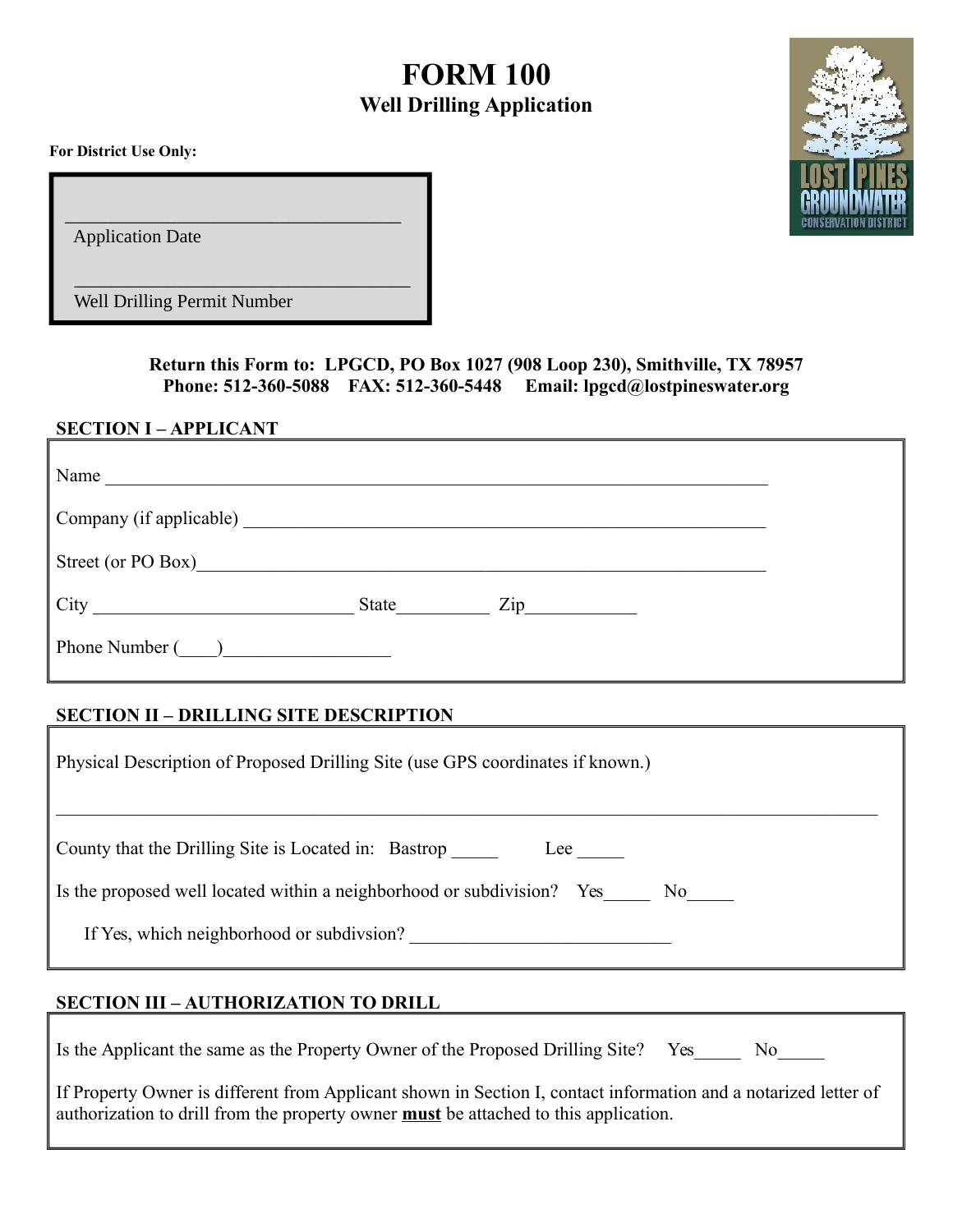# FORM 100

## Well Drilling Application

**For District Use Only:**

\_\_\_\_\_\_\_\_\_\_\_\_\_\_\_\_\_\_\_\_\_\_\_\_\_\_\_\_\_\_\_\_\_\_\_\_
Application Date

\_\_\_\_\_\_\_\_\_\_\_\_\_\_\_\_\_\_\_\_\_\_\_\_\_\_\_\_\_\_\_\_\_\_\_\_
Well Drilling Permit Number

**Return this Form to: LPGCD, PO Box 1027 (908 Loop 230), Smithville, TX 78957**
**Phone: 512-360-5088 FAX: 512-360-5448 Email: lpgcd@lostpineswater.org**

### SECTION I – APPLICANT

Name \_\_\_\_\_\_\_\_\_\_\_\_\_\_\_\_\_\_\_\_\_\_\_\_\_\_\_\_\_\_\_\_\_\_\_\_\_\_\_\_\_\_\_\_\_\_\_\_\_\_\_\_\_\_\_\_\_\_\_\_\_\_\_\_\_\_\_\_\_\_

Company (if applicable) \_\_\_\_\_\_\_\_\_\_\_\_\_\_\_\_\_\_\_\_\_\_\_\_\_\_\_\_\_\_\_\_\_\_\_\_\_\_\_\_\_\_\_\_\_\_\_\_\_\_\_\_\_\_\_\_

Street (or PO Box)\_\_\_\_\_\_\_\_\_\_\_\_\_\_\_\_\_\_\_\_\_\_\_\_\_\_\_\_\_\_\_\_\_\_\_\_\_\_\_\_\_\_\_\_\_\_\_\_\_\_\_\_\_\_\_\_\_\_\_\_

City \_\_\_\_\_\_\_\_\_\_\_\_\_\_\_\_\_\_\_\_\_\_\_\_\_\_\_\_ State\_\_\_\_\_\_\_\_\_\_ Zip\_\_\_\_\_\_\_\_\_\_\_\_

Phone Number (\_\_\_\_)\_\_\_\_\_\_\_\_\_\_\_\_\_\_\_\_\_\_

### SECTION II – DRILLING SITE DESCRIPTION

Physical Description of Proposed Drilling Site (use GPS coordinates if known.)

\_\_\_\_\_\_\_\_\_\_\_\_\_\_\_\_\_\_\_\_\_\_\_\_\_\_\_\_\_\_\_\_\_\_\_\_\_\_\_\_\_\_\_\_\_\_\_\_\_\_\_\_\_\_\_\_\_\_\_\_\_\_\_\_\_\_\_\_\_\_\_\_\_\_\_\_\_\_\_\_\_\_\_\_\_\_

County that the Drilling Site is Located in: Bastrop \_\_\_\_\_ Lee \_\_\_\_\_

Is the proposed well located within a neighborhood or subdivision? Yes\_\_\_\_\_ No\_\_\_\_\_

If Yes, which neighborhood or subdivsion? \_\_\_\_\_\_\_\_\_\_\_\_\_\_\_\_\_\_\_\_\_\_\_\_\_\_\_\_

### SECTION III – AUTHORIZATION TO DRILL

Is the Applicant the same as the Property Owner of the Proposed Drilling Site? Yes\_\_\_\_\_ No\_\_\_\_\_

If Property Owner is different from Applicant shown in Section I, contact information and a notarized letter of authorization to drill from the property owner **must** be attached to this application.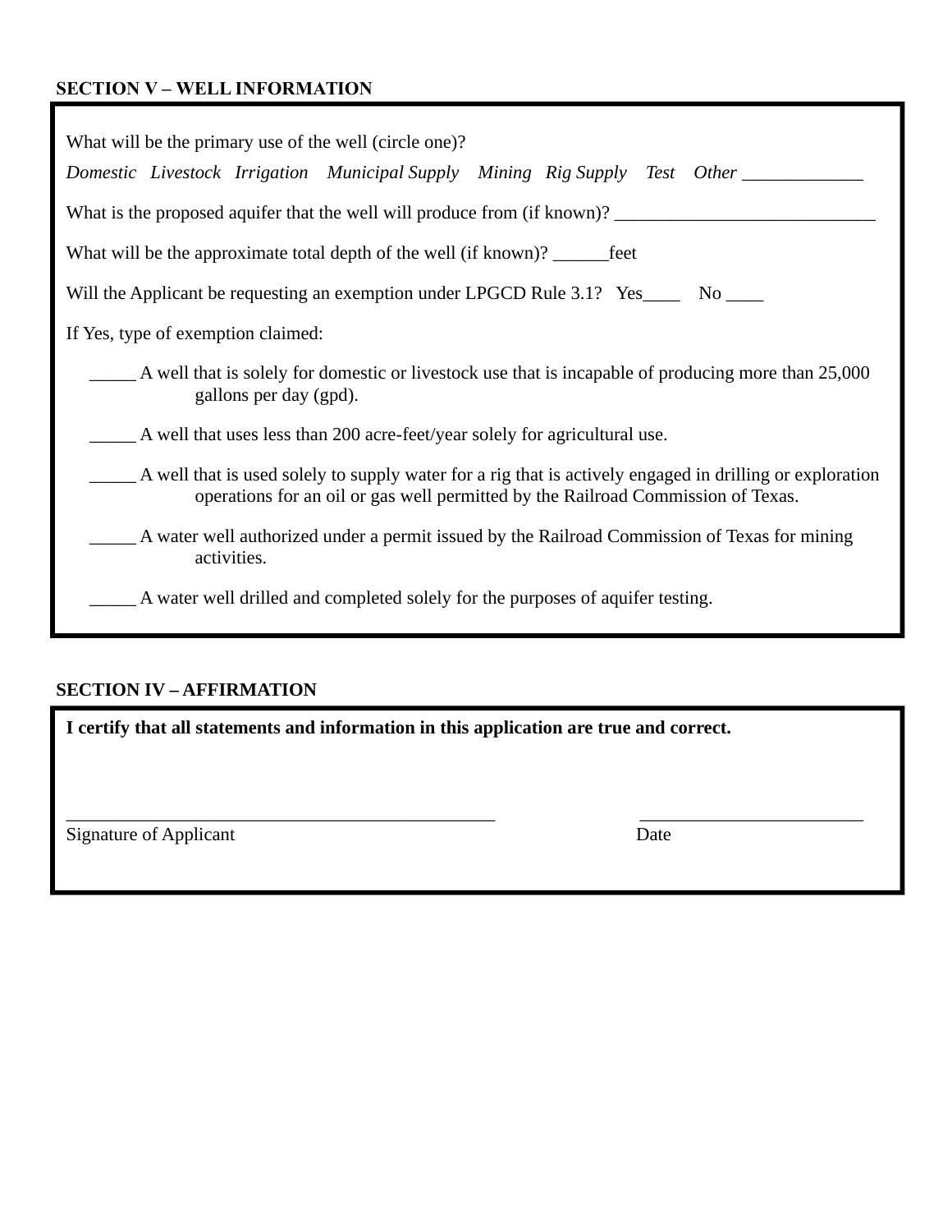## SECTION V – WELL INFORMATION

What will be the primary use of the well (circle one)?

*Domestic Livestock Irrigation Municipal Supply Mining Rig Supply Test Other* _____________

What is the proposed aquifer that the well will produce from (if known)? ____________________________

What will be the approximate total depth of the well (if known)? ______feet

Will the Applicant be requesting an exemption under LPGCD Rule 3.1? Yes____ No ____

If Yes, type of exemption claimed:

_____ A well that is solely for domestic or livestock use that is incapable of producing more than 25,000 gallons per day (gpd).

_____ A well that uses less than 200 acre-feet/year solely for agricultural use.

_____ A well that is used solely to supply water for a rig that is actively engaged in drilling or exploration operations for an oil or gas well permitted by the Railroad Commission of Texas.

_____ A water well authorized under a permit issued by the Railroad Commission of Texas for mining activities.

_____ A water well drilled and completed solely for the purposes of aquifer testing.

## SECTION IV – AFFIRMATION

**I certify that all statements and information in this application are true and correct.**

_______________________________________________ ________________________

Signature of Applicant Date